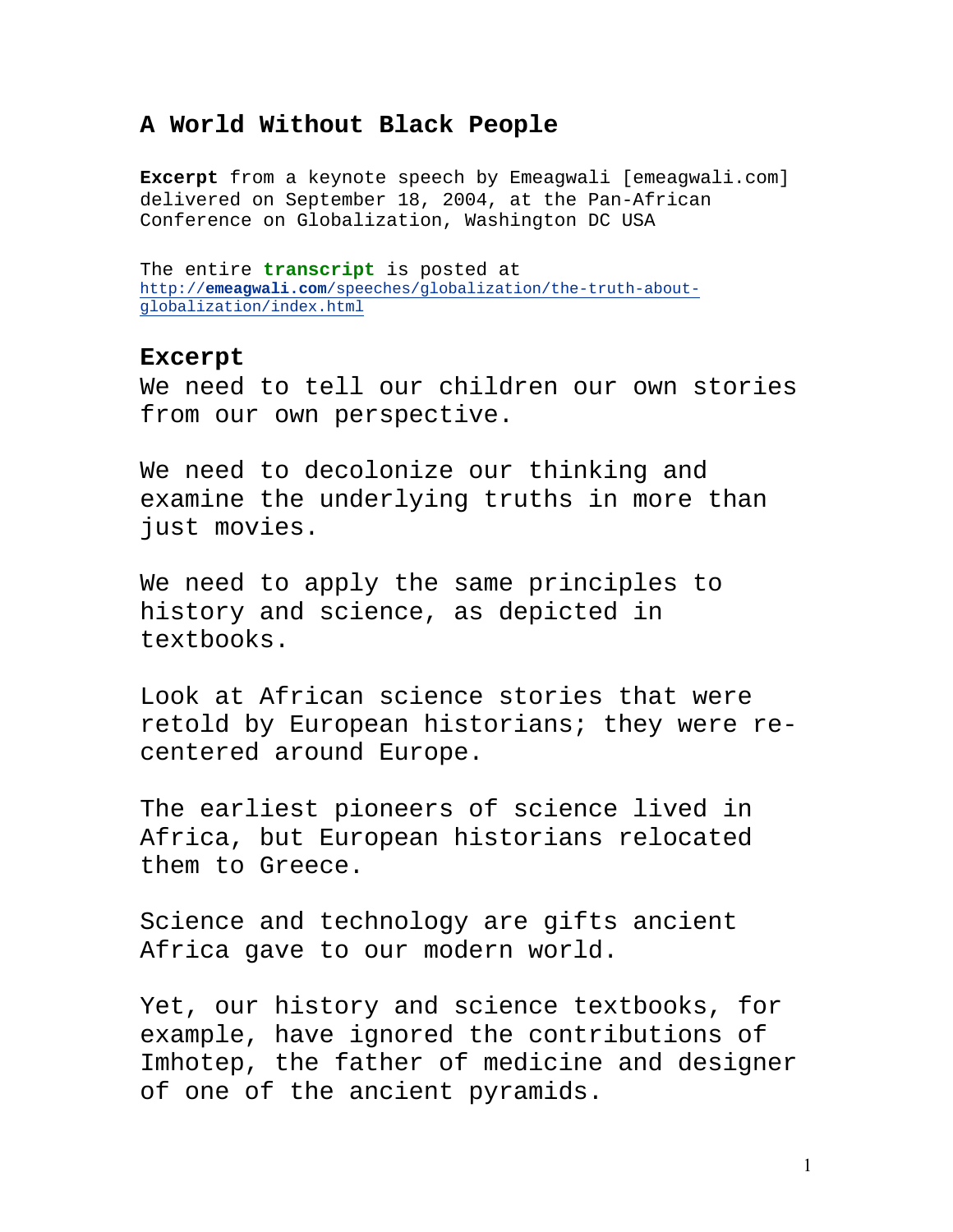# A World Without Black People

**Excerpt** from a keynote speech by Emeagwali [emeagwali.com] delivered on September 18, 2004, at the Pan-African Conference on Globalization, Washington DC USA

The entire **transcript** is posted at [http://emeagwali.com/speeches/globalization/the-truth-about-globalization/index.html](http://emeagwali.com/speeches/globalization/the-truth-about-globalization/index.html)

## Excerpt

We need to tell our children our own stories from our own perspective.

We need to decolonize our thinking and examine the underlying truths in more than just movies.

We need to apply the same principles to history and science, as depicted in textbooks.

Look at African science stories that were retold by European historians; they were re-centered around Europe.

The earliest pioneers of science lived in Africa, but European historians relocated them to Greece.

Science and technology are gifts ancient Africa gave to our modern world.

Yet, our history and science textbooks, for example, have ignored the contributions of Imhotep, the father of medicine and designer of one of the ancient pyramids.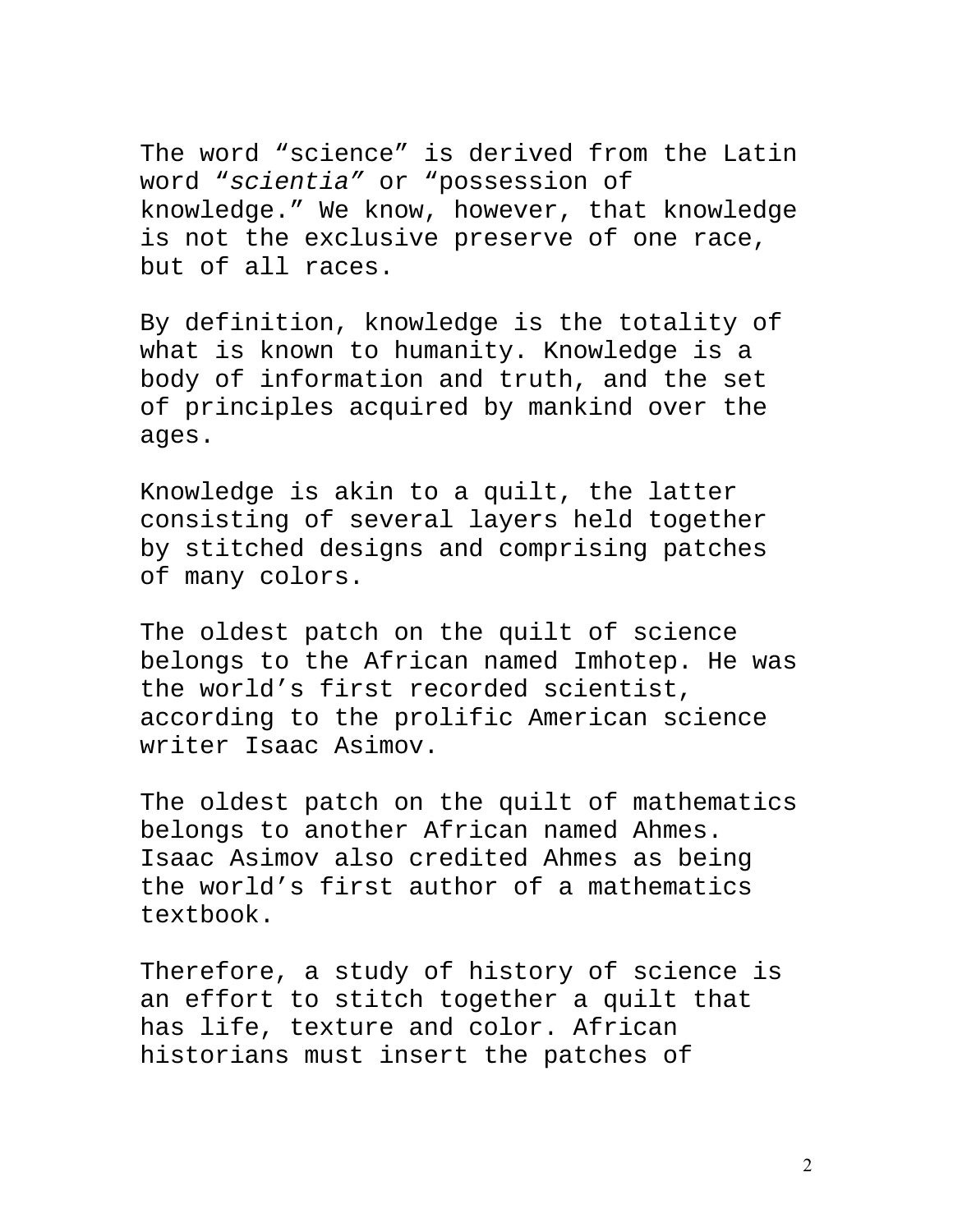The word “science” is derived from the Latin word “*scientia”* or “possession of knowledge.” We know, however, that knowledge is not the exclusive preserve of one race, but of all races.

By definition, knowledge is the totality of what is known to humanity. Knowledge is a body of information and truth, and the set of principles acquired by mankind over the ages.

Knowledge is akin to a quilt, the latter consisting of several layers held together by stitched designs and comprising patches of many colors.

The oldest patch on the quilt of science belongs to the African named Imhotep. He was the world’s first recorded scientist, according to the prolific American science writer Isaac Asimov.

The oldest patch on the quilt of mathematics belongs to another African named Ahmes. Isaac Asimov also credited Ahmes as being the world’s first author of a mathematics textbook.

Therefore, a study of history of science is an effort to stitch together a quilt that has life, texture and color. African historians must insert the patches of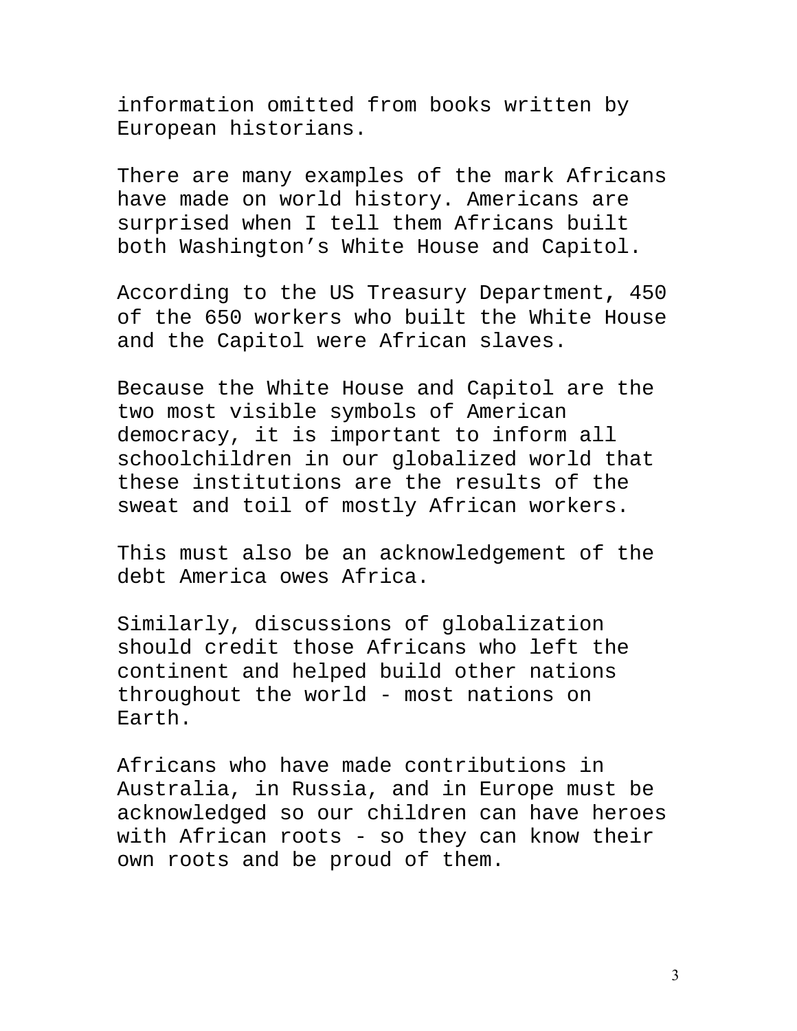information omitted from books written by European historians.

There are many examples of the mark Africans have made on world history. Americans are surprised when I tell them Africans built both Washington's White House and Capitol.

According to the US Treasury Department, 450 of the 650 workers who built the White House and the Capitol were African slaves.

Because the White House and Capitol are the two most visible symbols of American democracy, it is important to inform all schoolchildren in our globalized world that these institutions are the results of the sweat and toil of mostly African workers.

This must also be an acknowledgement of the debt America owes Africa.

Similarly, discussions of globalization should credit those Africans who left the continent and helped build other nations throughout the world - most nations on Earth.

Africans who have made contributions in Australia, in Russia, and in Europe must be acknowledged so our children can have heroes with African roots - so they can know their own roots and be proud of them.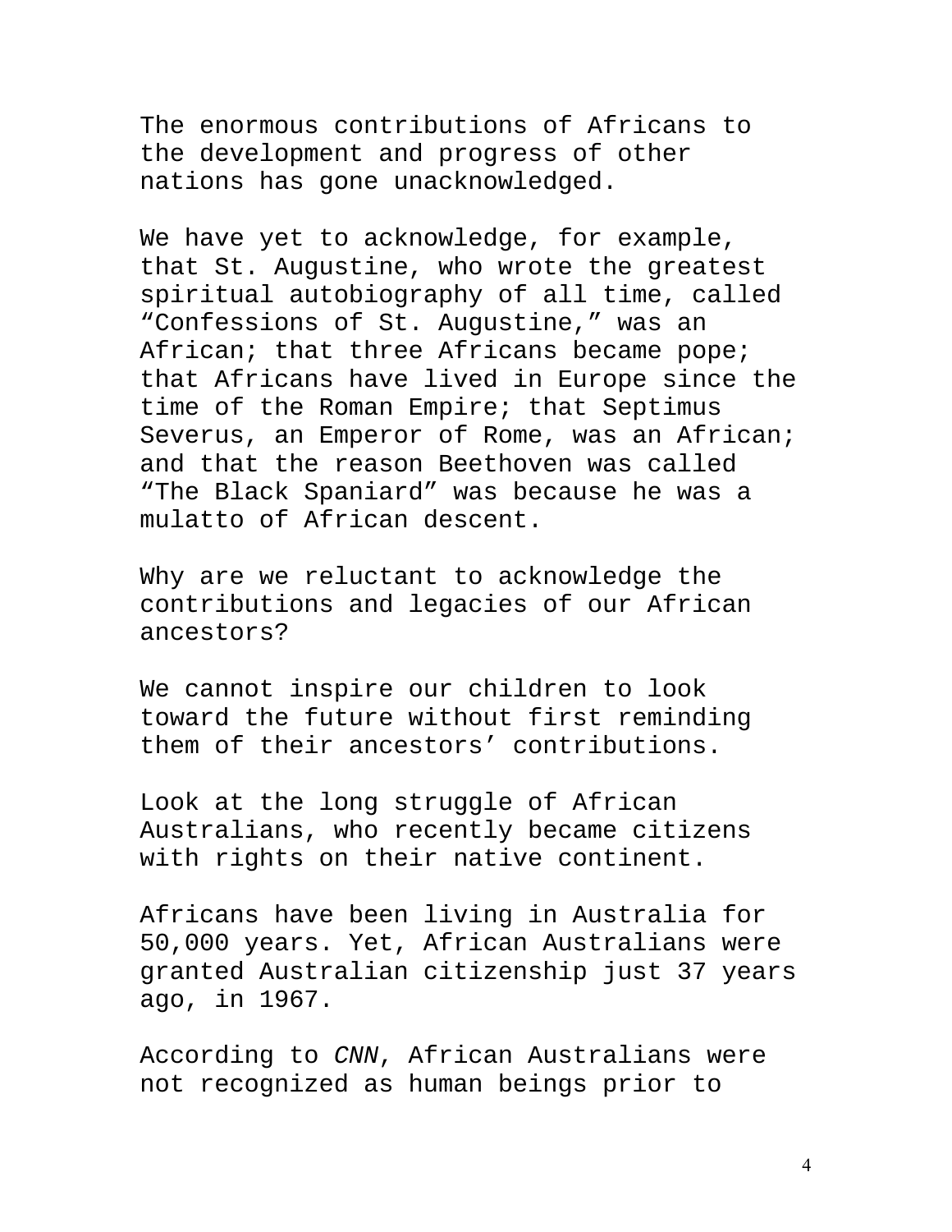The enormous contributions of Africans to the development and progress of other nations has gone unacknowledged.

We have yet to acknowledge, for example, that St. Augustine, who wrote the greatest spiritual autobiography of all time, called “Confessions of St. Augustine,” was an African; that three Africans became pope; that Africans have lived in Europe since the time of the Roman Empire; that Septimus Severus, an Emperor of Rome, was an African; and that the reason Beethoven was called “The Black Spaniard” was because he was a mulatto of African descent.

Why are we reluctant to acknowledge the contributions and legacies of our African ancestors?

We cannot inspire our children to look toward the future without first reminding them of their ancestors’ contributions.

Look at the long struggle of African Australians, who recently became citizens with rights on their native continent.

Africans have been living in Australia for 50,000 years. Yet, African Australians were granted Australian citizenship just 37 years ago, in 1967.

According to *CNN*, African Australians were not recognized as human beings prior to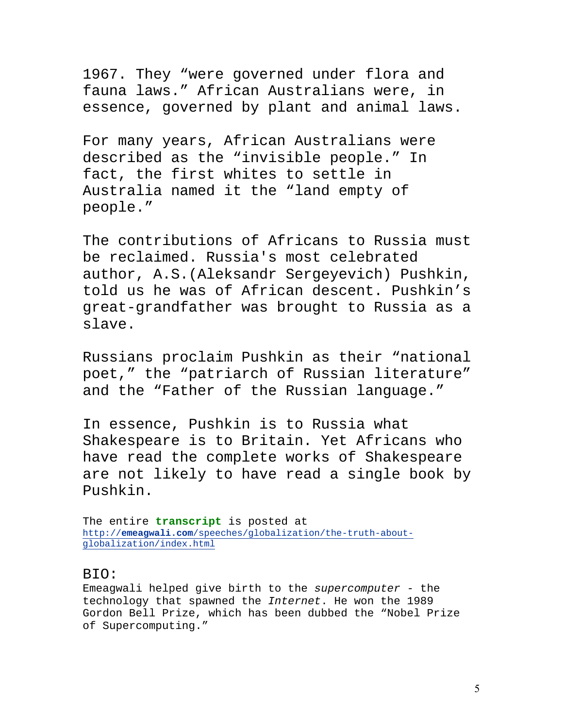1967. They "were governed under flora and fauna laws." African Australians were, in essence, governed by plant and animal laws.

For many years, African Australians were described as the "invisible people." In fact, the first whites to settle in Australia named it the "land empty of people."

The contributions of Africans to Russia must be reclaimed. Russia's most celebrated author, A.S.(Aleksandr Sergeyevich) Pushkin, told us he was of African descent. Pushkin's great-grandfather was brought to Russia as a slave.

Russians proclaim Pushkin as their "national poet," the "patriarch of Russian literature" and the "Father of the Russian language."

In essence, Pushkin is to Russia what Shakespeare is to Britain. Yet Africans who have read the complete works of Shakespeare are not likely to have read a single book by Pushkin.

The entire **transcript** is posted at http://**emeagwali.com**/speeches/globalization/the-truth-about-globalization/index.html

BIO:

Emeagwali helped give birth to the *supercomputer* - the technology that spawned the *Internet*. He won the 1989 Gordon Bell Prize, which has been dubbed the "Nobel Prize of Supercomputing."